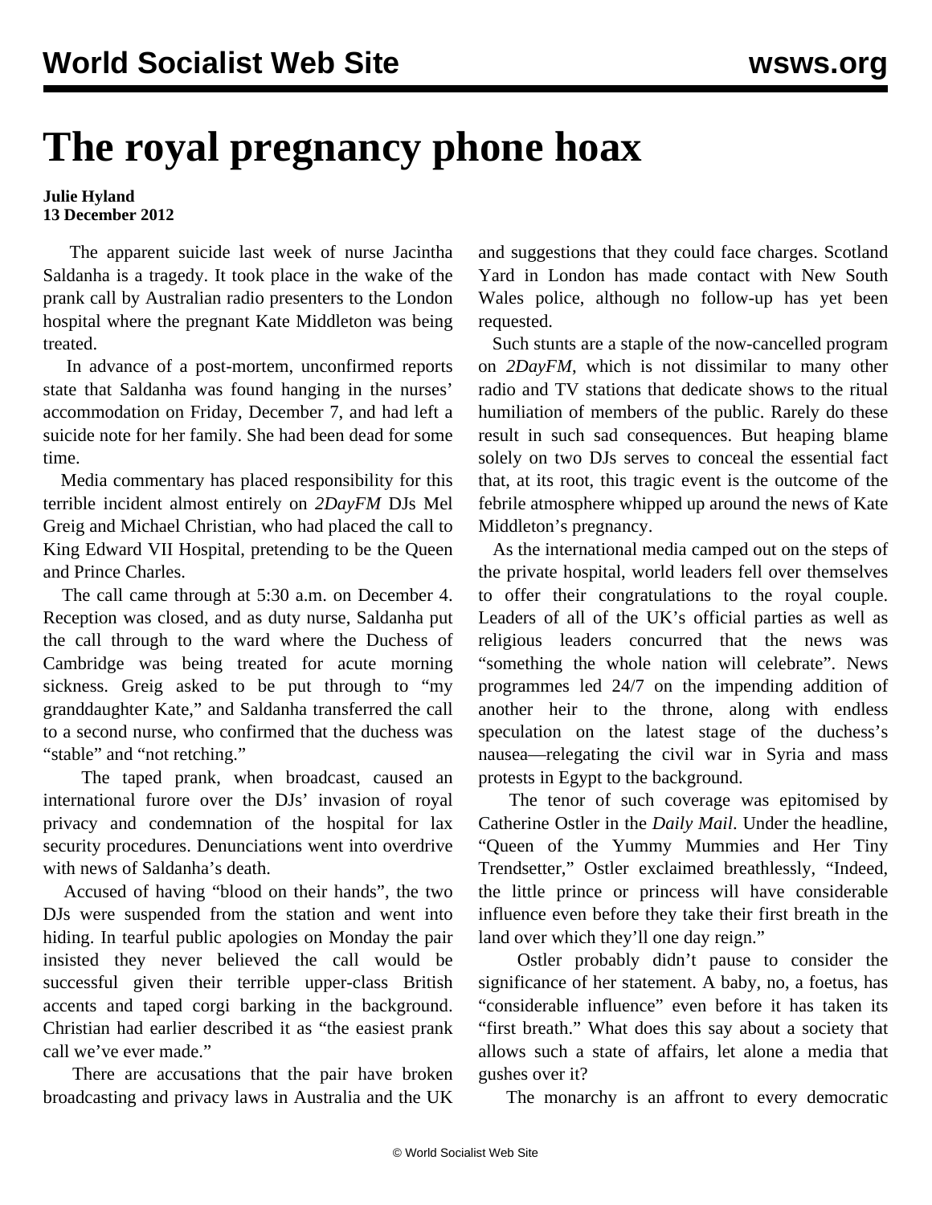# The royal pregnancy phone hoax

**Julie Hyland**
**13 December 2012**

The apparent suicide last week of nurse Jacintha Saldanha is a tragedy. It took place in the wake of the prank call by Australian radio presenters to the London hospital where the pregnant Kate Middleton was being treated.

In advance of a post-mortem, unconfirmed reports state that Saldanha was found hanging in the nurses' accommodation on Friday, December 7, and had left a suicide note for her family. She had been dead for some time.

Media commentary has placed responsibility for this terrible incident almost entirely on *2DayFM* DJs Mel Greig and Michael Christian, who had placed the call to King Edward VII Hospital, pretending to be the Queen and Prince Charles.

The call came through at 5:30 a.m. on December 4. Reception was closed, and as duty nurse, Saldanha put the call through to the ward where the Duchess of Cambridge was being treated for acute morning sickness. Greig asked to be put through to "my granddaughter Kate," and Saldanha transferred the call to a second nurse, who confirmed that the duchess was "stable" and "not retching."

The taped prank, when broadcast, caused an international furore over the DJs' invasion of royal privacy and condemnation of the hospital for lax security procedures. Denunciations went into overdrive with news of Saldanha's death.

Accused of having "blood on their hands", the two DJs were suspended from the station and went into hiding. In tearful public apologies on Monday the pair insisted they never believed the call would be successful given their terrible upper-class British accents and taped corgi barking in the background. Christian had earlier described it as "the easiest prank call we've ever made."

There are accusations that the pair have broken broadcasting and privacy laws in Australia and the UK and suggestions that they could face charges. Scotland Yard in London has made contact with New South Wales police, although no follow-up has yet been requested.

Such stunts are a staple of the now-cancelled program on *2DayFM*, which is not dissimilar to many other radio and TV stations that dedicate shows to the ritual humiliation of members of the public. Rarely do these result in such sad consequences. But heaping blame solely on two DJs serves to conceal the essential fact that, at its root, this tragic event is the outcome of the febrile atmosphere whipped up around the news of Kate Middleton's pregnancy.

As the international media camped out on the steps of the private hospital, world leaders fell over themselves to offer their congratulations to the royal couple. Leaders of all of the UK's official parties as well as religious leaders concurred that the news was "something the whole nation will celebrate". News programmes led 24/7 on the impending addition of another heir to the throne, along with endless speculation on the latest stage of the duchess's nausea—relegating the civil war in Syria and mass protests in Egypt to the background.

The tenor of such coverage was epitomised by Catherine Ostler in the *Daily Mail*. Under the headline, "Queen of the Yummy Mummies and Her Tiny Trendsetter," Ostler exclaimed breathlessly, "Indeed, the little prince or princess will have considerable influence even before they take their first breath in the land over which they'll one day reign."

Ostler probably didn't pause to consider the significance of her statement. A baby, no, a foetus, has "considerable influence" even before it has taken its "first breath." What does this say about a society that allows such a state of affairs, let alone a media that gushes over it?

The monarchy is an affront to every democratic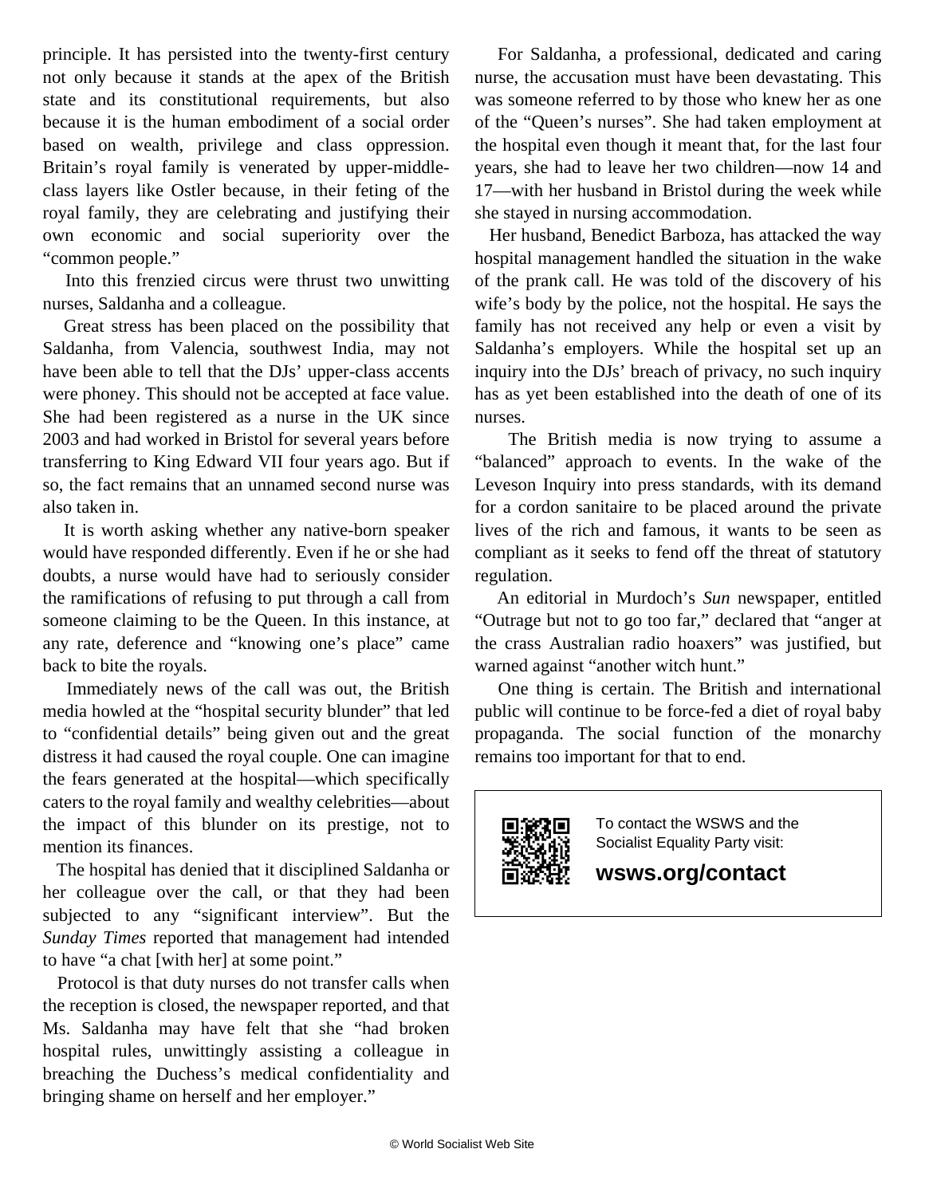principle. It has persisted into the twenty-first century not only because it stands at the apex of the British state and its constitutional requirements, but also because it is the human embodiment of a social order based on wealth, privilege and class oppression. Britain's royal family is venerated by upper-middle-class layers like Ostler because, in their feting of the royal family, they are celebrating and justifying their own economic and social superiority over the "common people."

Into this frenzied circus were thrust two unwitting nurses, Saldanha and a colleague.

Great stress has been placed on the possibility that Saldanha, from Valencia, southwest India, may not have been able to tell that the DJs' upper-class accents were phoney. This should not be accepted at face value. She had been registered as a nurse in the UK since 2003 and had worked in Bristol for several years before transferring to King Edward VII four years ago. But if so, the fact remains that an unnamed second nurse was also taken in.

It is worth asking whether any native-born speaker would have responded differently. Even if he or she had doubts, a nurse would have had to seriously consider the ramifications of refusing to put through a call from someone claiming to be the Queen. In this instance, at any rate, deference and "knowing one's place" came back to bite the royals.

Immediately news of the call was out, the British media howled at the "hospital security blunder" that led to "confidential details" being given out and the great distress it had caused the royal couple. One can imagine the fears generated at the hospital—which specifically caters to the royal family and wealthy celebrities—about the impact of this blunder on its prestige, not to mention its finances.

The hospital has denied that it disciplined Saldanha or her colleague over the call, or that they had been subjected to any "significant interview". But the *Sunday Times* reported that management had intended to have "a chat [with her] at some point."

Protocol is that duty nurses do not transfer calls when the reception is closed, the newspaper reported, and that Ms. Saldanha may have felt that she "had broken hospital rules, unwittingly assisting a colleague in breaching the Duchess's medical confidentiality and bringing shame on herself and her employer."

For Saldanha, a professional, dedicated and caring nurse, the accusation must have been devastating. This was someone referred to by those who knew her as one of the "Queen's nurses". She had taken employment at the hospital even though it meant that, for the last four years, she had to leave her two children—now 14 and 17—with her husband in Bristol during the week while she stayed in nursing accommodation.

Her husband, Benedict Barboza, has attacked the way hospital management handled the situation in the wake of the prank call. He was told of the discovery of his wife's body by the police, not the hospital. He says the family has not received any help or even a visit by Saldanha's employers. While the hospital set up an inquiry into the DJs' breach of privacy, no such inquiry has as yet been established into the death of one of its nurses.

The British media is now trying to assume a "balanced" approach to events. In the wake of the Leveson Inquiry into press standards, with its demand for a cordon sanitaire to be placed around the private lives of the rich and famous, it wants to be seen as compliant as it seeks to fend off the threat of statutory regulation.

An editorial in Murdoch's *Sun* newspaper, entitled "Outrage but not to go too far," declared that "anger at the crass Australian radio hoaxers" was justified, but warned against "another witch hunt."

One thing is certain. The British and international public will continue to be force-fed a diet of royal baby propaganda. The social function of the monarchy remains too important for that to end.

To contact the WSWS and the Socialist Equality Party visit:

**wsws.org/contact**